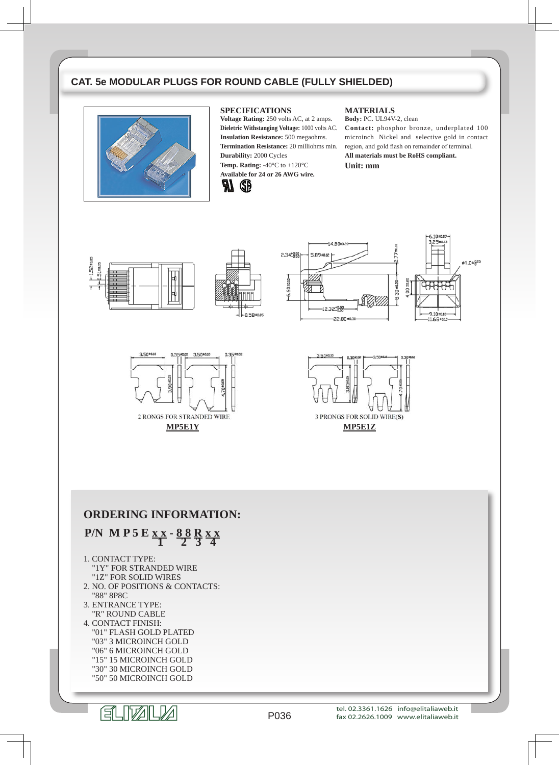# CAT. 5e MODULAR PLUGS FOR ROUND CABLE (FULLY SHIELDED)

## SPECIFICATIONS

**Voltage Rating:** 250 volts AC, at 2 amps.
**Dieletric Withstanging Voltage:** 1000 volts AC.
**Insulation Resistance:** 500 megaohms.
**Termination Resistance:** 20 milliohms min.
**Durability:** 2000 Cycles
**Temp. Rating:** -40°C to +120°C
**Available for 24 or 26 AWG wire.**

## MATERIALS

**Body:** PC. UL94V-2, clean
**Contact:** phosphor bronze, underplated 100 microinch Nickel and selective gold in contact region, and gold flash on remainder of terminal.
**All materials must be RoHS compliant.**
**Unit: mm**

2 RONGS FOR STRANDED WIRE
**MP5E1Y**

3 PRONGS FOR SOLID WIRE(S)
**MP5E1Z**

## ORDERING INFORMATION:

**P/N M P 5 E x x - 8 8 R x x**
(1 = "x x" after E; 2 = "8 8"; 3 = "R"; 4 = "x x")

1. CONTACT TYPE:
   "1Y" FOR STRANDED WIRE
   "1Z" FOR SOLID WIRES
2. NO. OF POSITIONS & CONTACTS:
   "88" 8P8C
3. ENTRANCE TYPE:
   "R" ROUND CABLE
4. CONTACT FINISH:
   "01" FLASH GOLD PLATED
   "03" 3 MICROINCH GOLD
   "06" 6 MICROINCH GOLD
   "15" 15 MICROINCH GOLD
   "30" 30 MICROINCH GOLD
   "50" 50 MICROINCH GOLD

tel. 02.3361.1626 info@elitaliaweb.it
fax 02.2626.1009 www.elitaliaweb.it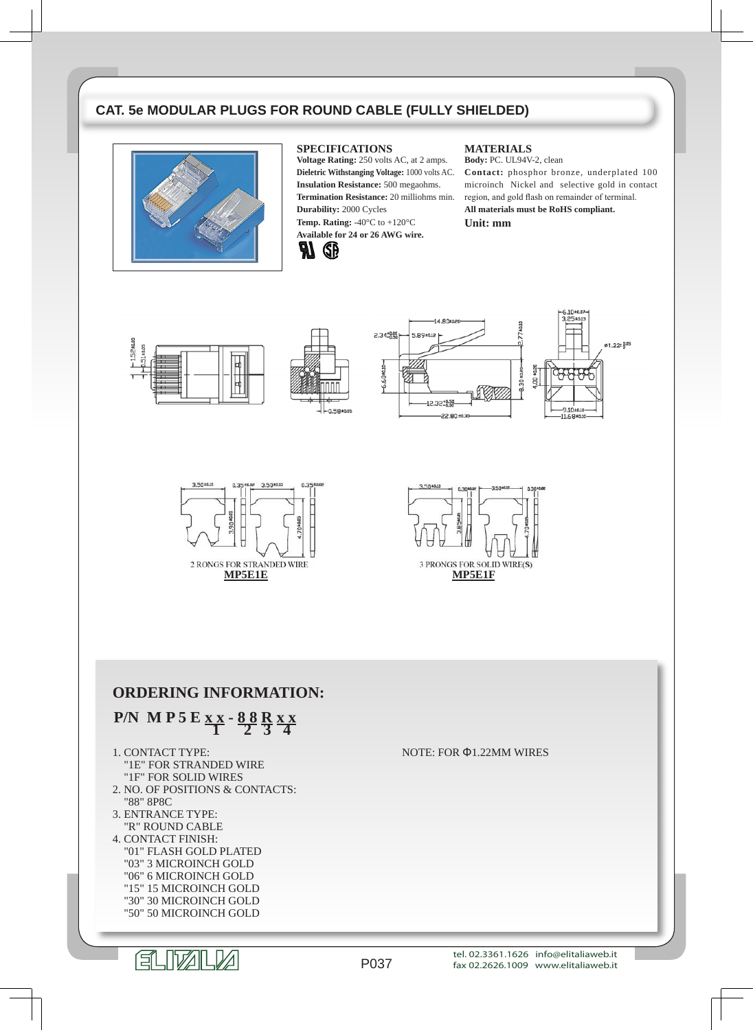# CAT. 5e MODULAR PLUGS FOR ROUND CABLE (FULLY SHIELDED)

### SPECIFICATIONS

**Voltage Rating:** 250 volts AC, at 2 amps.
**Dieletric Withstanging Voltage:** 1000 volts AC.
**Insulation Resistance:** 500 megaohms.
**Termination Resistance:** 20 milliohms min.
**Durability:** 2000 Cycles
**Temp. Rating:** -40°C to +120°C
**Available for 24 or 26 AWG wire.**

### MATERIALS

**Body:** PC. UL94V-2, clean
**Contact:** phosphor bronze, underplated 100 microinch Nickel and selective gold in contact region, and gold flash on remainder of terminal.
**All materials must be RoHS compliant.**
**Unit: mm**

2 RONGS FOR STRANDED WIRE
**MP5E1E**

3 PRONGS FOR SOLID WIRE(S)
**MP5E1F**

## ORDERING INFORMATION:

**P/N MP5E xx - 88 R xx**
(1 = xx, 2 = 88, 3 = R, 4 = xx)

1. CONTACT TYPE:
   "1E" FOR STRANDED WIRE
   "1F" FOR SOLID WIRES
2. NO. OF POSITIONS & CONTACTS:
   "88" 8P8C
3. ENTRANCE TYPE:
   "R" ROUND CABLE
4. CONTACT FINISH:
   "01" FLASH GOLD PLATED
   "03" 3 MICROINCH GOLD
   "06" 6 MICROINCH GOLD
   "15" 15 MICROINCH GOLD
   "30" 30 MICROINCH GOLD
   "50" 50 MICROINCH GOLD

NOTE: FOR Φ1.22MM WIRES

tel. 02.3361.1626 info@elitaliaweb.it
fax 02.2626.1009 www.elitaliaweb.it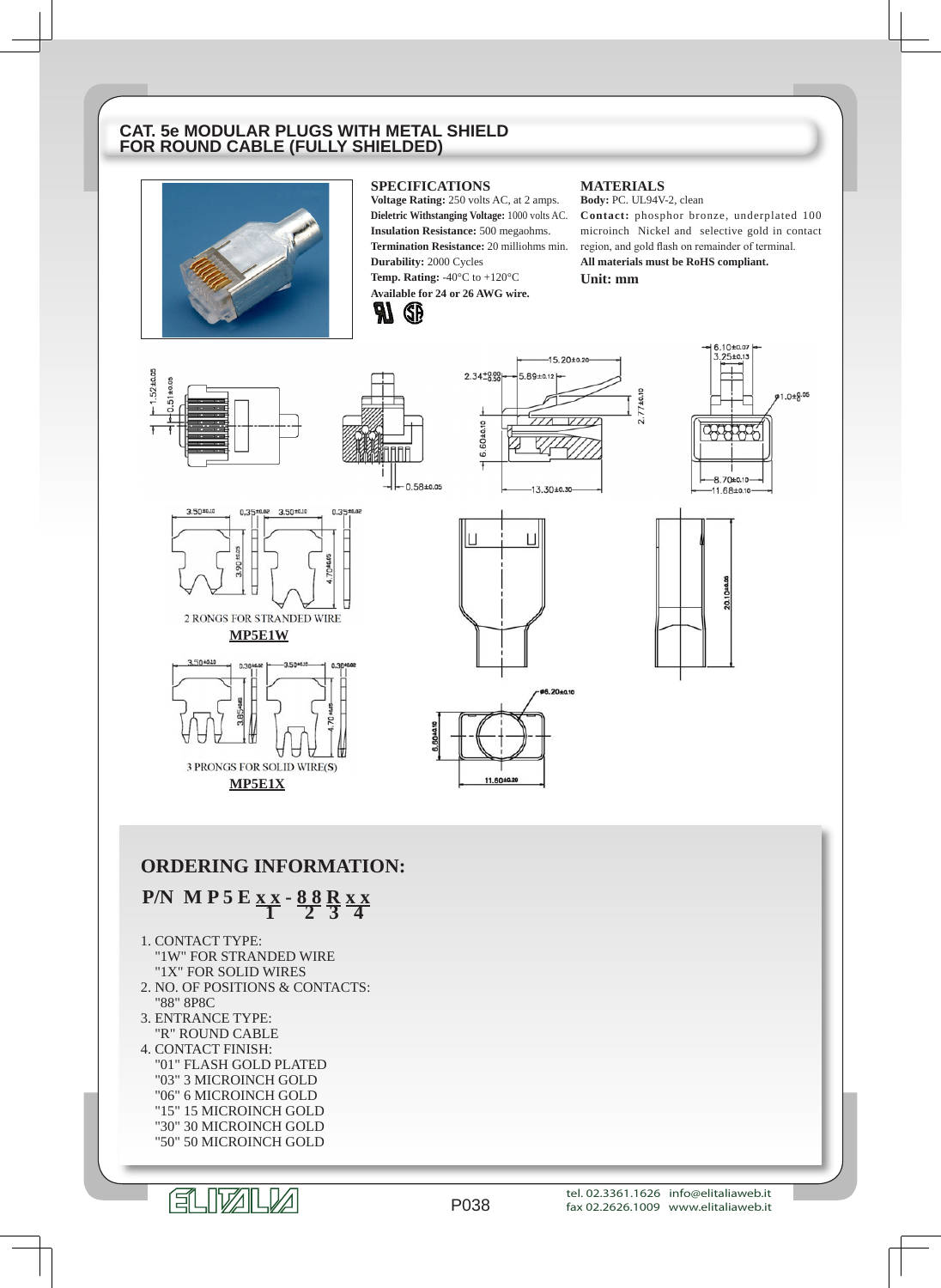# CAT. 5e MODULAR PLUGS WITH METAL SHIELD FOR ROUND CABLE (FULLY SHIELDED)

## SPECIFICATIONS

**Voltage Rating:** 250 volts AC, at 2 amps.
**Dieletric Withstanging Voltage:** 1000 volts AC.
**Insulation Resistance:** 500 megaohms.
**Termination Resistance:** 20 milliohms min.
**Durability:** 2000 Cycles
**Temp. Rating:** -40°C to +120°C
**Available for 24 or 26 AWG wire.**

## MATERIALS

**Body:** PC. UL94V-2, clean
**Contact:** phosphor bronze, underplated 100 microinch Nickel and selective gold in contact region, and gold flash on remainder of terminal.
**All materials must be RoHS compliant.**
**Unit: mm**

2 RONGS FOR STRANDED WIRE
**MP5E1W**

3 PRONGS FOR SOLID WIRE(**S**)
**MP5E1X**

## ORDERING INFORMATION:

**P/N M P 5 E x x - 8 8 R x x**
(x x = 1; 8 8 = 2; R = 3; x x = 4)

1. CONTACT TYPE:
   "1W" FOR STRANDED WIRE
   "1X" FOR SOLID WIRES
2. NO. OF POSITIONS & CONTACTS:
   "88" 8P8C
3. ENTRANCE TYPE:
   "R" ROUND CABLE
4. CONTACT FINISH:
   "01" FLASH GOLD PLATED
   "03" 3 MICROINCH GOLD
   "06" 6 MICROINCH GOLD
   "15" 15 MICROINCH GOLD
   "30" 30 MICROINCH GOLD
   "50" 50 MICROINCH GOLD

tel. 02.3361.1626 info@elitaliaweb.it
fax 02.2626.1009 www.elitaliaweb.it